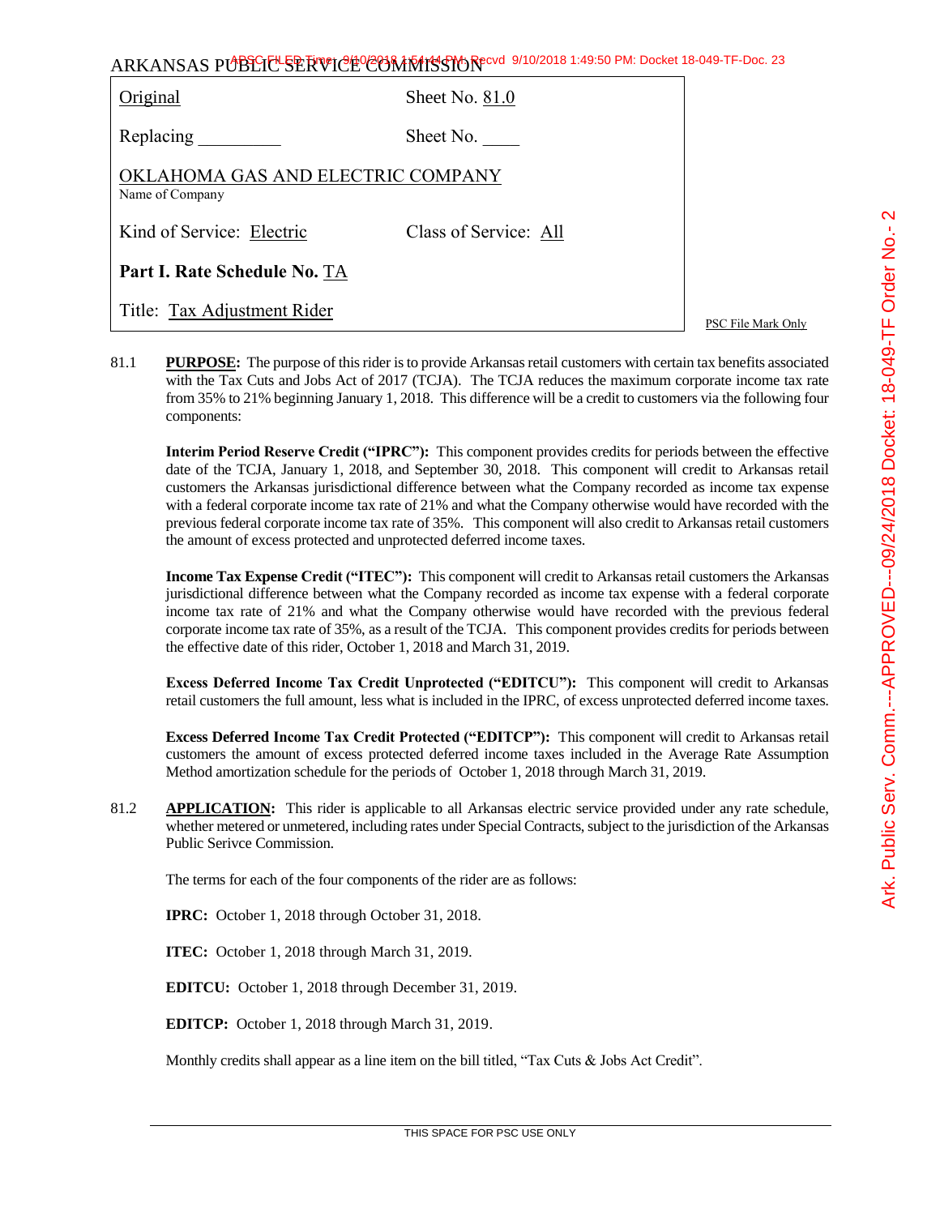ARKANSAS PUBLIC SERVICE COMMISSION

| Original | Sheet No. 81.0 |
|---|---|
| Replacing _________ | Sheet No. ____ |
| OKLAHOMA GAS AND ELECTRIC COMPANY<br>Name of Company | |
| Kind of Service: Electric | Class of Service: All |
| **Part I. Rate Schedule No.** TA | |
| Title: Tax Adjustment Rider | |

PSC File Mark Only

81.1 **PURPOSE:** The purpose of this rider is to provide Arkansas retail customers with certain tax benefits associated with the Tax Cuts and Jobs Act of 2017 (TCJA). The TCJA reduces the maximum corporate income tax rate from 35% to 21% beginning January 1, 2018. This difference will be a credit to customers via the following four components:

**Interim Period Reserve Credit ("IPRC"):** This component provides credits for periods between the effective date of the TCJA, January 1, 2018, and September 30, 2018. This component will credit to Arkansas retail customers the Arkansas jurisdictional difference between what the Company recorded as income tax expense with a federal corporate income tax rate of 21% and what the Company otherwise would have recorded with the previous federal corporate income tax rate of 35%. This component will also credit to Arkansas retail customers the amount of excess protected and unprotected deferred income taxes.

**Income Tax Expense Credit ("ITEC"):** This component will credit to Arkansas retail customers the Arkansas jurisdictional difference between what the Company recorded as income tax expense with a federal corporate income tax rate of 21% and what the Company otherwise would have recorded with the previous federal corporate income tax rate of 35%, as a result of the TCJA. This component provides credits for periods between the effective date of this rider, October 1, 2018 and March 31, 2019.

**Excess Deferred Income Tax Credit Unprotected ("EDITCU"):** This component will credit to Arkansas retail customers the full amount, less what is included in the IPRC, of excess unprotected deferred income taxes.

**Excess Deferred Income Tax Credit Protected ("EDITCP"):** This component will credit to Arkansas retail customers the amount of excess protected deferred income taxes included in the Average Rate Assumption Method amortization schedule for the periods of October 1, 2018 through March 31, 2019.

81.2 **APPLICATION:** This rider is applicable to all Arkansas electric service provided under any rate schedule, whether metered or unmetered, including rates under Special Contracts, subject to the jurisdiction of the Arkansas Public Serivce Commission.

The terms for each of the four components of the rider are as follows:

**IPRC:** October 1, 2018 through October 31, 2018.

**ITEC:** October 1, 2018 through March 31, 2019.

**EDITCU:** October 1, 2018 through December 31, 2019.

**EDITCP:** October 1, 2018 through March 31, 2019.

Monthly credits shall appear as a line item on the bill titled, "Tax Cuts & Jobs Act Credit".

THIS SPACE FOR PSC USE ONLY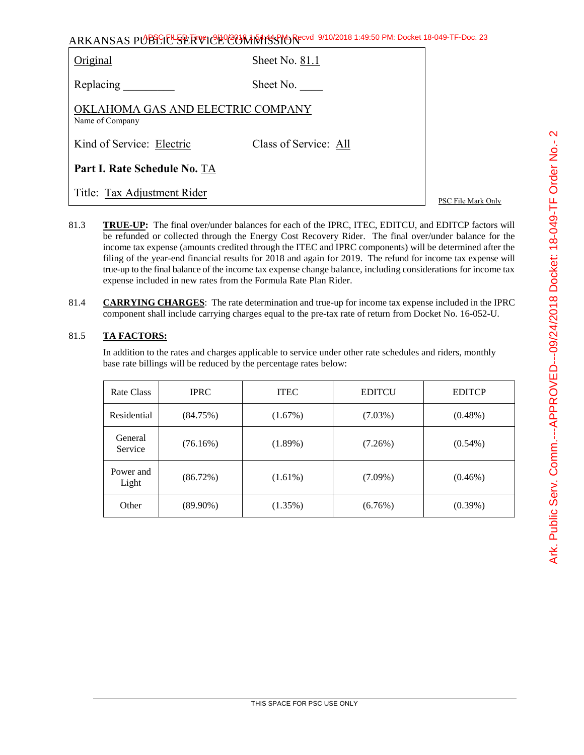ARKANSAS PUBLIC SERVICE COMMISSION

| | |
|---|---|
| Original | Sheet No. 81.1 |
| Replacing _________ | Sheet No. ____ |
| OKLAHOMA GAS AND ELECTRIC COMPANY<br>Name of Company | |
| Kind of Service: Electric | Class of Service: All |
| **Part I. Rate Schedule No.** TA | |
| Title: Tax Adjustment Rider | |

PSC File Mark Only

81.3 **TRUE-UP:** The final over/under balances for each of the IPRC, ITEC, EDITCU, and EDITCP factors will be refunded or collected through the Energy Cost Recovery Rider. The final over/under balance for the income tax expense (amounts credited through the ITEC and IPRC components) will be determined after the filing of the year-end financial results for 2018 and again for 2019. The refund for income tax expense will true-up to the final balance of the income tax expense change balance, including considerations for income tax expense included in new rates from the Formula Rate Plan Rider.

81.4 **CARRYING CHARGES**: The rate determination and true-up for income tax expense included in the IPRC component shall include carrying charges equal to the pre-tax rate of return from Docket No. 16-052-U.

81.5 **TA FACTORS:**

In addition to the rates and charges applicable to service under other rate schedules and riders, monthly base rate billings will be reduced by the percentage rates below:

| Rate Class | IPRC | ITEC | EDITCU | EDITCP |
|---|---|---|---|---|
| Residential | (84.75%) | (1.67%) | (7.03%) | (0.48%) |
| General Service | (76.16%) | (1.89%) | (7.26%) | (0.54%) |
| Power and Light | (86.72%) | (1.61%) | (7.09%) | (0.46%) |
| Other | (89.90%) | (1.35%) | (6.76%) | (0.39%) |

THIS SPACE FOR PSC USE ONLY